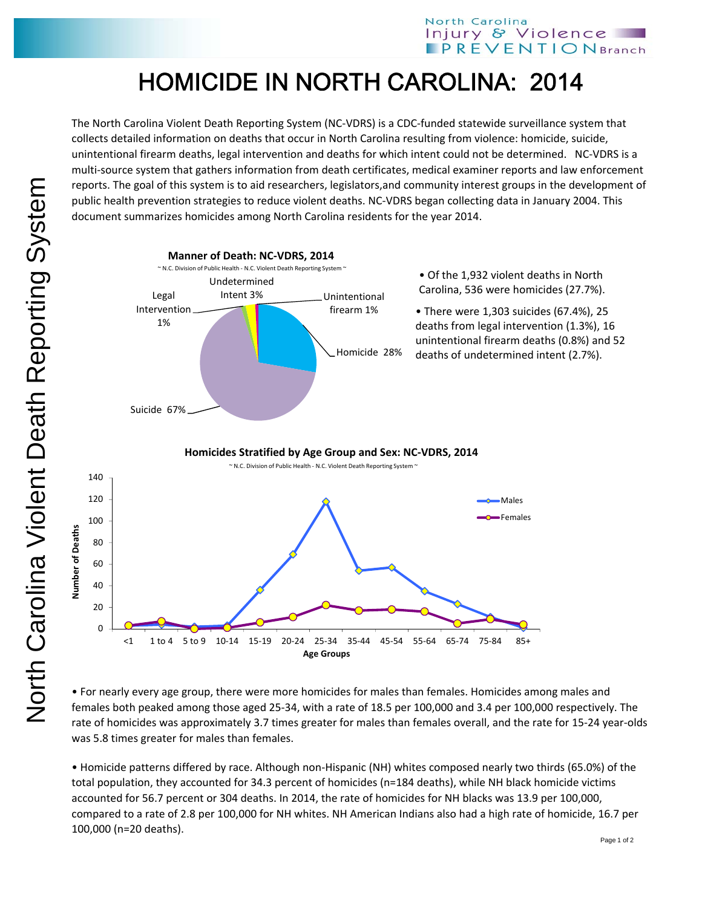# HOMICIDE IN NORTH CAROLINA: 2014

The North Carolina Violent Death Reporting System (NC-VDRS) is a CDC-funded statewide surveillance system that collects detailed information on deaths that occur in North Carolina resulting from violence: homicide, suicide, unintentional firearm deaths, legal intervention and deaths for which intent could not be determined. NC-VDRS is a multi-source system that gathers information from death certificates, medical examiner reports and law enforcement reports. The goal of this system is to aid researchers, legislators,and community interest groups in the development of public health prevention strategies to reduce violent deaths. NC-VDRS began collecting data in January 2004. This document summarizes homicides among North Carolina residents for the year 2014.

**Manner of Death: NC-VDRS, 2014**

~ N.C. Division of Public Health - N.C. Violent Death Reporting System ~

| Manner | Percent |
|---|---|
| Suicide | 67% |
| Homicide | 28% |
| Undetermined Intent | 3% |
| Legal Intervention | 1% |
| Unintentional firearm | 1% |

- Of the 1,932 violent deaths in North Carolina, 536 were homicides (27.7%).
- There were 1,303 suicides (67.4%), 25 deaths from legal intervention (1.3%), 16 unintentional firearm deaths (0.8%) and 52 deaths of undetermined intent (2.7%).

**Homicides Stratified by Age Group and Sex: NC-VDRS, 2014**

~ N.C. Division of Public Health - N.C. Violent Death Reporting System ~

(Line chart: Number of Deaths by Age Groups for Males and Females; age groups <1, 1 to 4, 5 to 9, 10-14, 15-19, 20-24, 25-34, 35-44, 45-54, 55-64, 65-74, 75-84, 85+)

- For nearly every age group, there were more homicides for males than females. Homicides among males and females both peaked among those aged 25-34, with a rate of 18.5 per 100,000 and 3.4 per 100,000 respectively. The rate of homicides was approximately 3.7 times greater for males than females overall, and the rate for 15-24 year-olds was 5.8 times greater for males than females.

- Homicide patterns differed by race. Although non-Hispanic (NH) whites composed nearly two thirds (65.0%) of the total population, they accounted for 34.3 percent of homicides (n=184 deaths), while NH black homicide victims accounted for 56.7 percent or 304 deaths. In 2014, the rate of homicides for NH blacks was 13.9 per 100,000, compared to a rate of 2.8 per 100,000 for NH whites. NH American Indians also had a high rate of homicide, 16.7 per 100,000 (n=20 deaths).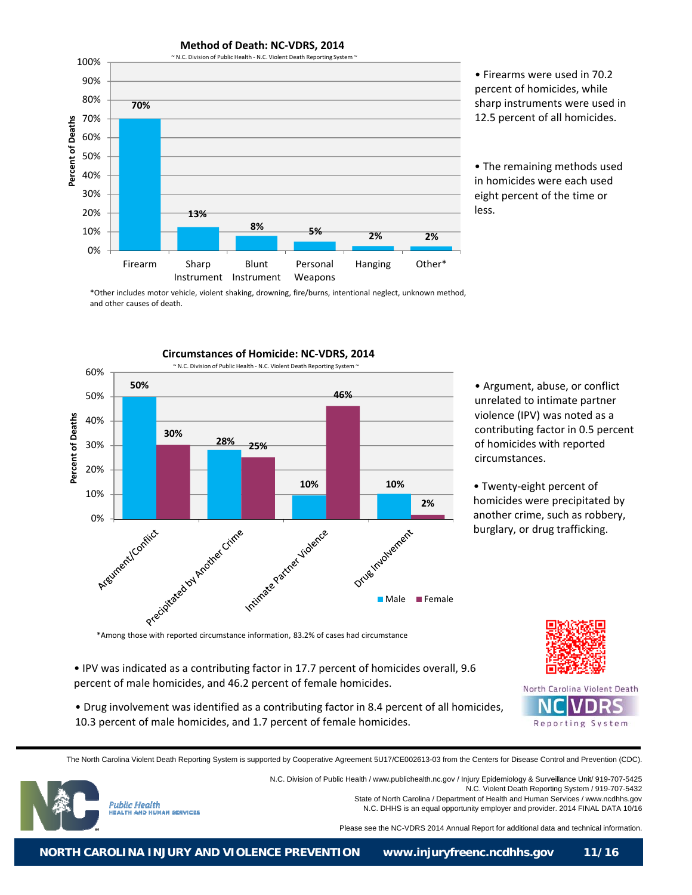## Method of Death: NC-VDRS, 2014

~ N.C. Division of Public Health - N.C. Violent Death Reporting System ~

Percent of Deaths

100%
90%
80%
70%
60%
50%
40%
30%
20%
10%
0%

70%
13%
8%
5%
2%
2%

Firearm
Sharp Instrument
Blunt Instrument
Personal Weapons
Hanging
Other*

*Other includes motor vehicle, violent shaking, drowning, fire/burns, intentional neglect, unknown method, and other causes of death.

- Firearms were used in 70.2 percent of homicides, while sharp instruments were used in 12.5 percent of all homicides.
- The remaining methods used in homicides were each used eight percent of the time or less.

## Circumstances of Homicide: NC-VDRS, 2014

~ N.C. Division of Public Health - N.C. Violent Death Reporting System ~

Percent of Deaths

60%
50%
40%
30%
20%
10%
0%

50%
30%
28%
25%
10%
46%
10%
2%

Argument/Conflict
Precipitated by Another Crime
Intimate Partner Violence
Drug Involvement

Male
Female

*Among those with reported circumstance information, 83.2% of cases had circumstance

- Argument, abuse, or conflict unrelated to intimate partner violence (IPV) was noted as a contributing factor in 0.5 percent of homicides with reported circumstances.
- Twenty-eight percent of homicides were precipitated by another crime, such as robbery, burglary, or drug trafficking.
- IPV was indicated as a contributing factor in 17.7 percent of homicides overall, 9.6 percent of male homicides, and 46.2 percent of female homicides.
- Drug involvement was identified as a contributing factor in 8.4 percent of all homicides, 10.3 percent of male homicides, and 1.7 percent of female homicides.

North Carolina Violent Death Reporting System

NC VDRS

The North Carolina Violent Death Reporting System is supported by Cooperative Agreement 5U17/CE002613-03 from the Centers for Disease Control and Prevention (CDC).

Public Health
HEALTH AND HUMAN SERVICES

N.C. Division of Public Health / www.publichealth.nc.gov / Injury Epidemiology & Surveillance Unit/ 919-707-5425
N.C. Violent Death Reporting System / 919-707-5432
State of North Carolina / Department of Health and Human Services / www.ncdhhs.gov
N.C. DHHS is an equal opportunity employer and provider. 2014 FINAL DATA 10/16

Please see the NC-VDRS 2014 Annual Report for additional data and technical information.

**NORTH CAROLINA INJURY AND VIOLENCE PREVENTION** **www.injuryfreenc.ncdhhs.gov**